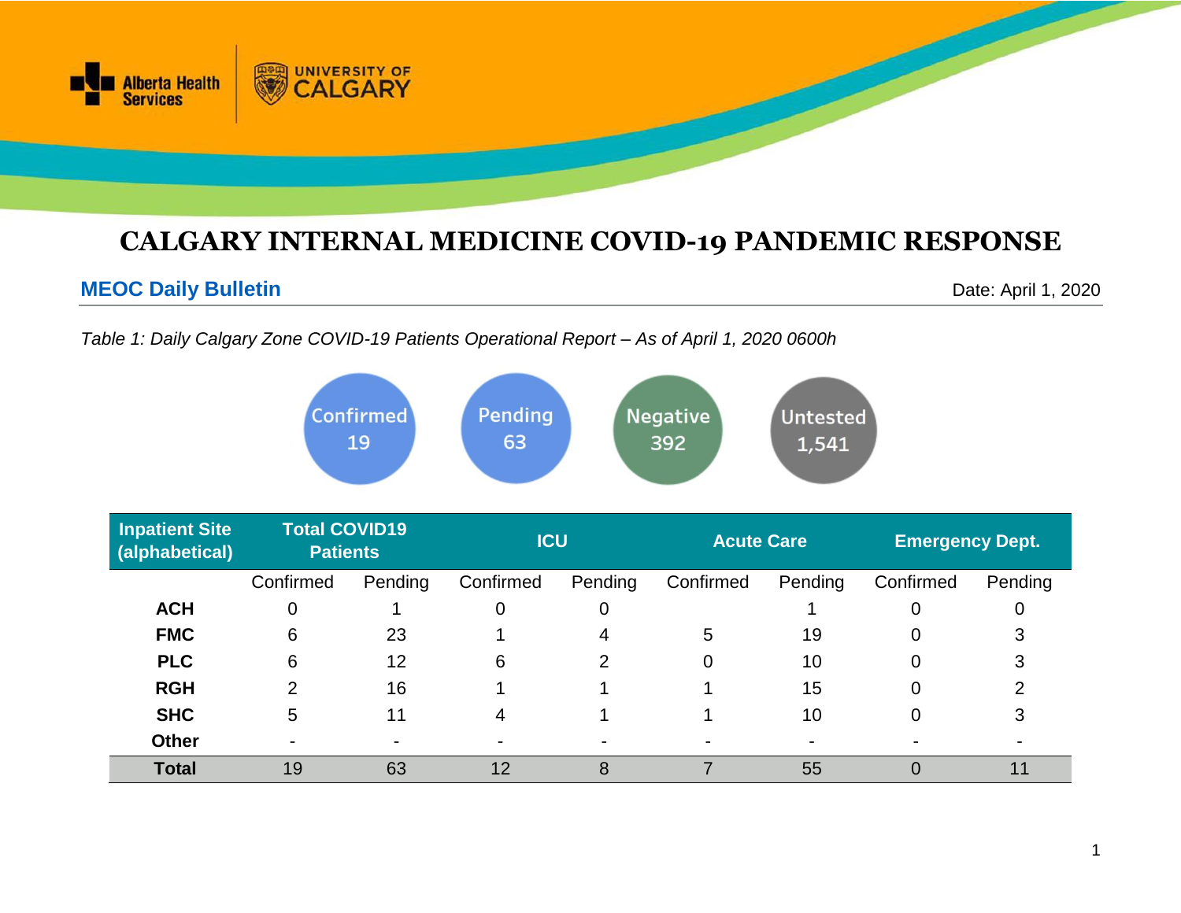# CALGARY INTERNAL MEDICINE COVID-19 PANDEMIC RESPONSE

## MEOC Daily Bulletin

Date: April 1, 2020

*Table 1: Daily Calgary Zone COVID-19 Patients Operational Report – As of April 1, 2020 0600h*

Confirmed 19 | Pending 63 | Negative 392 | Untested 1,541

| Inpatient Site (alphabetical) | Total COVID19 Patients | | ICU | | Acute Care | | Emergency Dept. | |
|---|---|---|---|---|---|---|---|---|
| | Confirmed | Pending | Confirmed | Pending | Confirmed | Pending | Confirmed | Pending |
| **ACH** | 0 | 1 | 0 | 0 | | 1 | 0 | 0 |
| **FMC** | 6 | 23 | 1 | 4 | 5 | 19 | 0 | 3 |
| **PLC** | 6 | 12 | 6 | 2 | 0 | 10 | 0 | 3 |
| **RGH** | 2 | 16 | 1 | 1 | 1 | 15 | 0 | 2 |
| **SHC** | 5 | 11 | 4 | 1 | 1 | 10 | 0 | 3 |
| **Other** | - | - | - | - | - | - | - | - |
| **Total** | 19 | 63 | 12 | 8 | 7 | 55 | 0 | 11 |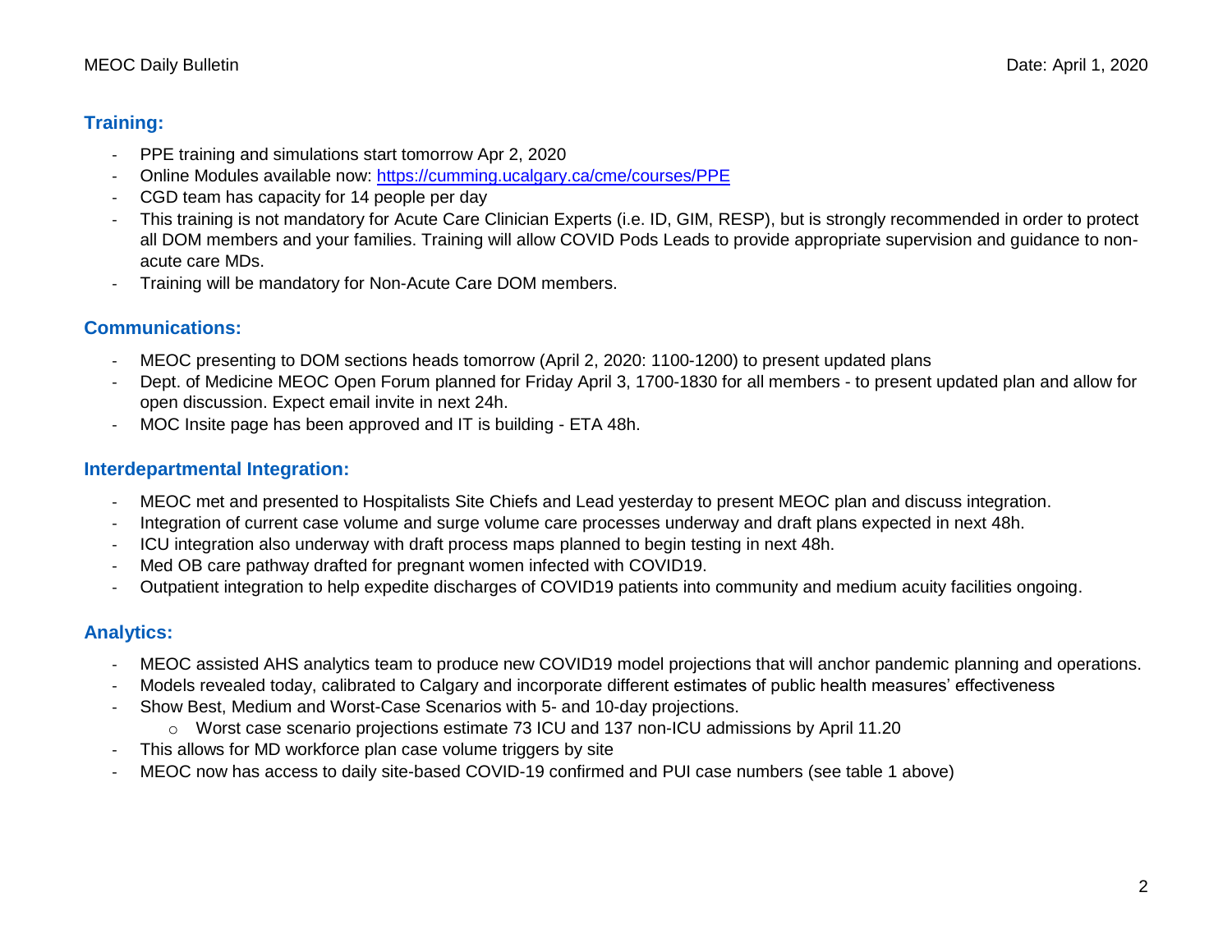## Training:

- PPE training and simulations start tomorrow Apr 2, 2020
- Online Modules available now: [https://cumming.ucalgary.ca/cme/courses/PPE](https://cumming.ucalgary.ca/cme/courses/PPE)
- CGD team has capacity for 14 people per day
- This training is not mandatory for Acute Care Clinician Experts (i.e. ID, GIM, RESP), but is strongly recommended in order to protect all DOM members and your families. Training will allow COVID Pods Leads to provide appropriate supervision and guidance to non-acute care MDs.
- Training will be mandatory for Non-Acute Care DOM members.

## Communications:

- MEOC presenting to DOM sections heads tomorrow (April 2, 2020: 1100-1200) to present updated plans
- Dept. of Medicine MEOC Open Forum planned for Friday April 3, 1700-1830 for all members - to present updated plan and allow for open discussion. Expect email invite in next 24h.
- MOC Insite page has been approved and IT is building - ETA 48h.

## Interdepartmental Integration:

- MEOC met and presented to Hospitalists Site Chiefs and Lead yesterday to present MEOC plan and discuss integration.
- Integration of current case volume and surge volume care processes underway and draft plans expected in next 48h.
- ICU integration also underway with draft process maps planned to begin testing in next 48h.
- Med OB care pathway drafted for pregnant women infected with COVID19.
- Outpatient integration to help expedite discharges of COVID19 patients into community and medium acuity facilities ongoing.

## Analytics:

- MEOC assisted AHS analytics team to produce new COVID19 model projections that will anchor pandemic planning and operations.
- Models revealed today, calibrated to Calgary and incorporate different estimates of public health measures' effectiveness
- Show Best, Medium and Worst-Case Scenarios with 5- and 10-day projections.
  - Worst case scenario projections estimate 73 ICU and 137 non-ICU admissions by April 11.20
- This allows for MD workforce plan case volume triggers by site
- MEOC now has access to daily site-based COVID-19 confirmed and PUI case numbers (see table 1 above)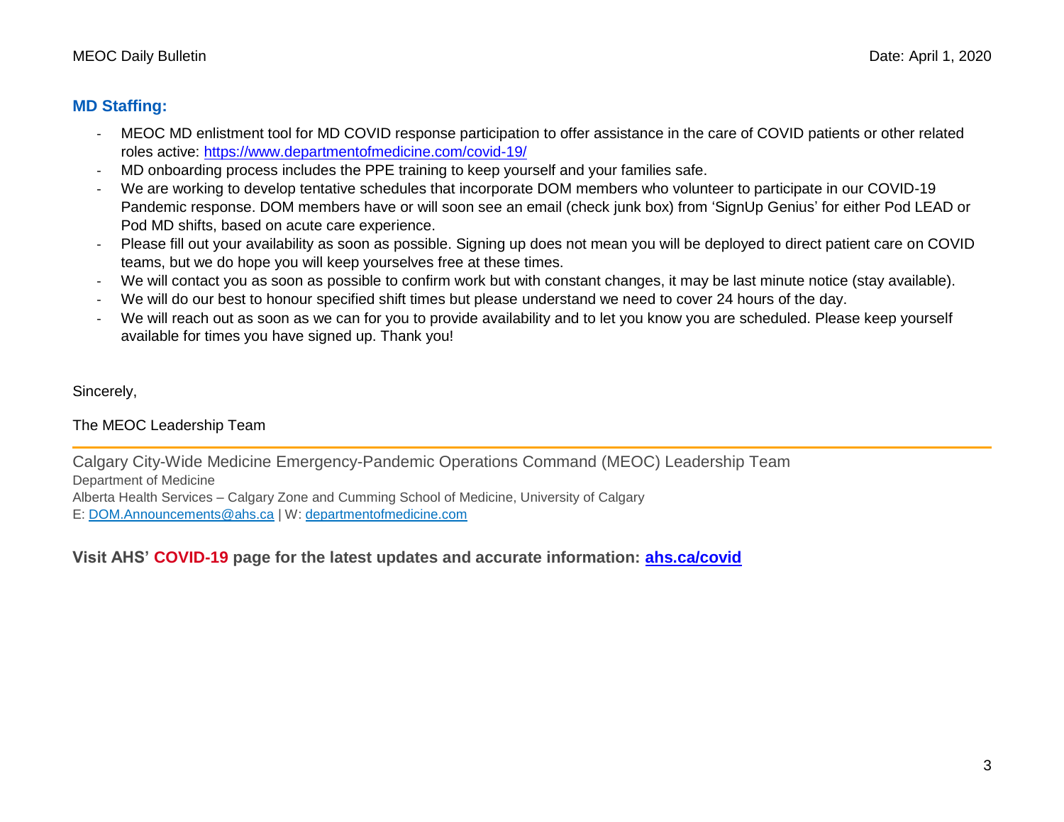## MD Staffing:

- MEOC MD enlistment tool for MD COVID response participation to offer assistance in the care of COVID patients or other related roles active: https://www.departmentofmedicine.com/covid-19/
- MD onboarding process includes the PPE training to keep yourself and your families safe.
- We are working to develop tentative schedules that incorporate DOM members who volunteer to participate in our COVID-19 Pandemic response. DOM members have or will soon see an email (check junk box) from 'SignUp Genius' for either Pod LEAD or Pod MD shifts, based on acute care experience.
- Please fill out your availability as soon as possible. Signing up does not mean you will be deployed to direct patient care on COVID teams, but we do hope you will keep yourselves free at these times.
- We will contact you as soon as possible to confirm work but with constant changes, it may be last minute notice (stay available).
- We will do our best to honour specified shift times but please understand we need to cover 24 hours of the day.
- We will reach out as soon as we can for you to provide availability and to let you know you are scheduled. Please keep yourself available for times you have signed up. Thank you!

Sincerely,

The MEOC Leadership Team

---

Calgary City-Wide Medicine Emergency-Pandemic Operations Command (MEOC) Leadership Team
Department of Medicine
Alberta Health Services – Calgary Zone and Cumming School of Medicine, University of Calgary
E: DOM.Announcements@ahs.ca | W: departmentofmedicine.com

**Visit AHS' COVID-19 page for the latest updates and accurate information: ahs.ca/covid**